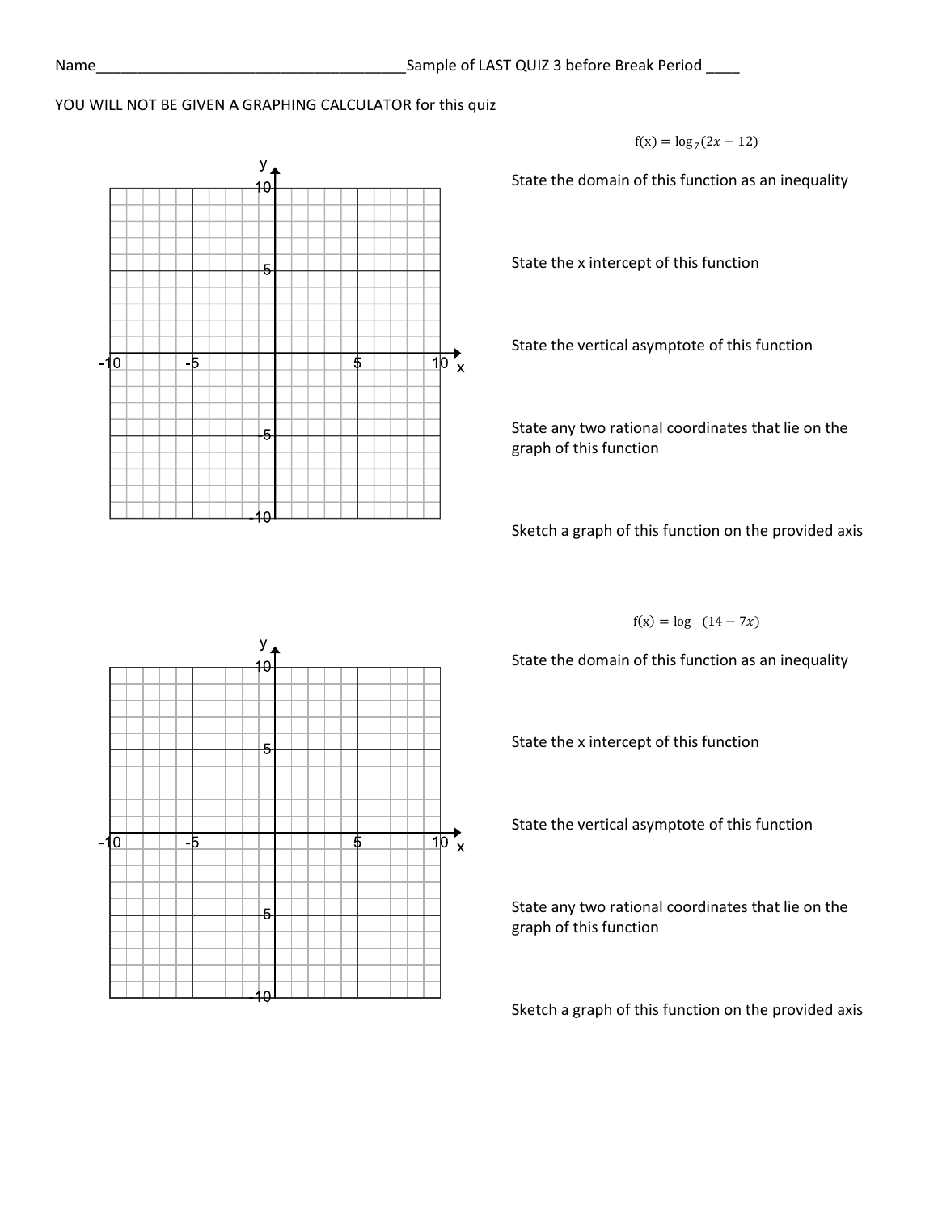Name_______________________________________Sample of LAST QUIZ 3 before Break Period ____

YOU WILL NOT BE GIVEN A GRAPHING CALCULATOR for this quiz

$$f(x) = \log_7(2x - 12)$$

State the domain of this function as an inequality

State the x intercept of this function

State the vertical asymptote of this function

State any two rational coordinates that lie on the graph of this function

Sketch a graph of this function on the provided axis

$$f(x) = \log \quad (14 - 7x)$$

State the domain of this function as an inequality

State the x intercept of this function

State the vertical asymptote of this function

State any two rational coordinates that lie on the graph of this function

Sketch a graph of this function on the provided axis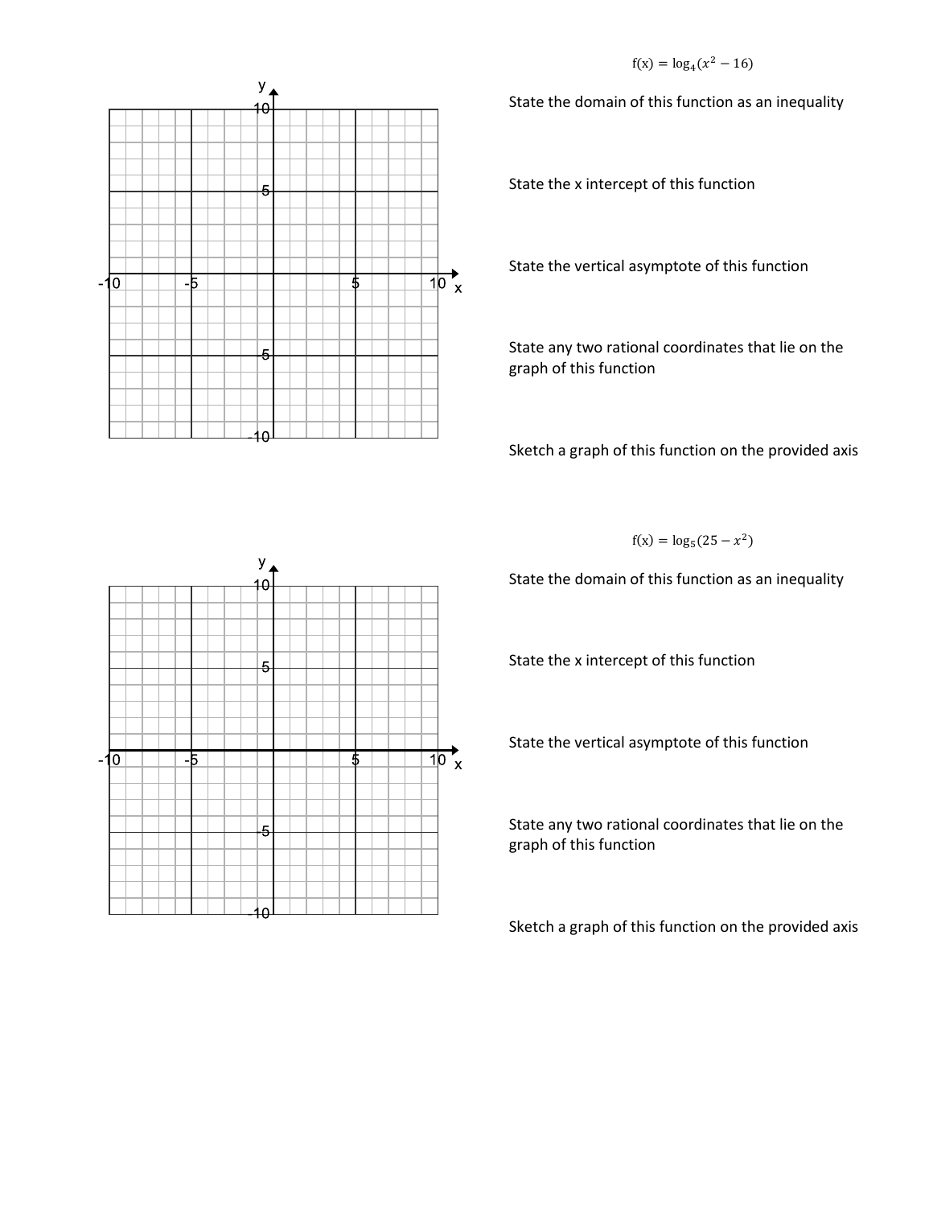$f(x) = \log_4(x^2 - 16)$

State the domain of this function as an inequality

State the x intercept of this function

State the vertical asymptote of this function

State any two rational coordinates that lie on the graph of this function

Sketch a graph of this function on the provided axis

$f(x) = \log_5(25 - x^2)$

State the domain of this function as an inequality

State the x intercept of this function

State the vertical asymptote of this function

State any two rational coordinates that lie on the graph of this function

Sketch a graph of this function on the provided axis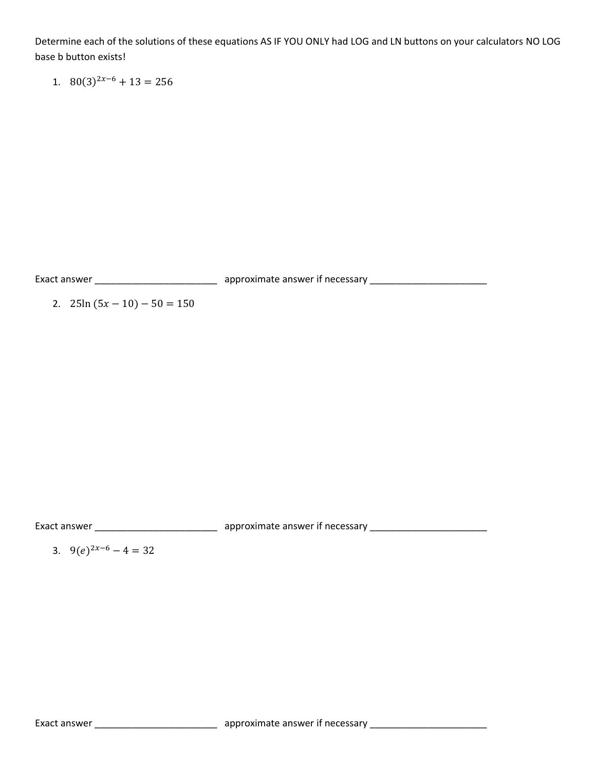Determine each of the solutions of these equations AS IF YOU ONLY had LOG and LN buttons on your calculators NO LOG base b button exists!

1. $80(3)^{2x-6} + 13 = 256$

Exact answer ________________________ approximate answer if necessary ________________________

2. $25\ln(5x - 10) - 50 = 150$

Exact answer ________________________ approximate answer if necessary ________________________

3. $9(e)^{2x-6} - 4 = 32$

Exact answer ________________________ approximate answer if necessary ________________________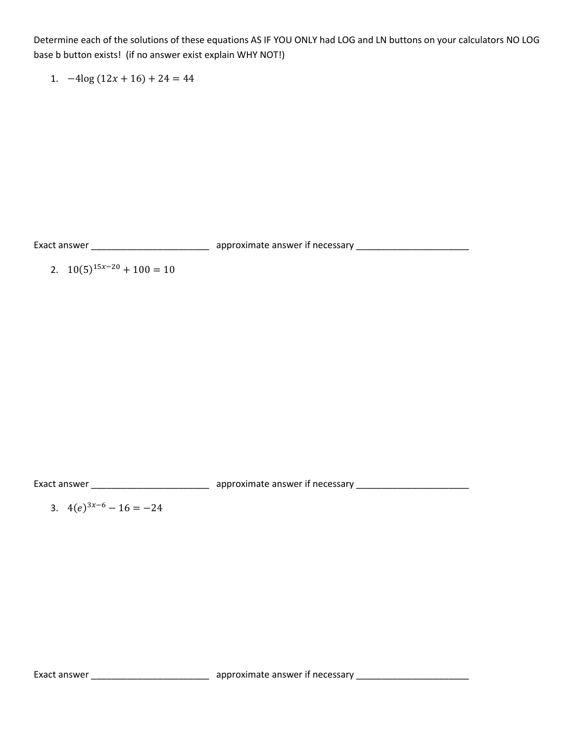Determine each of the solutions of these equations AS IF YOU ONLY had LOG and LN buttons on your calculators NO LOG base b button exists! (if no answer exist explain WHY NOT!)

1. $-4\log(12x + 16) + 24 = 44$

Exact answer ________________________ approximate answer if necessary ______________________

2. $10(5)^{15x-20} + 100 = 10$

Exact answer ________________________ approximate answer if necessary ______________________

3. $4(e)^{3x-6} - 16 = -24$

Exact answer ________________________ approximate answer if necessary ______________________